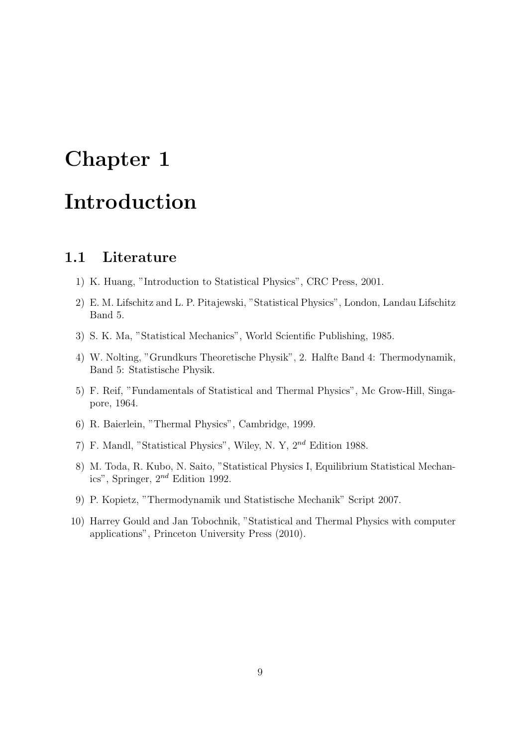# Chapter 1

# Introduction

## 1.1 Literature

1) K. Huang, "Introduction to Statistical Physics", CRC Press, 2001.
2) E. M. Lifschitz and L. P. Pitajewski, "Statistical Physics", London, Landau Lifschitz Band 5.
3) S. K. Ma, "Statistical Mechanics", World Scientific Publishing, 1985.
4) W. Nolting, "Grundkurs Theoretische Physik", 2. Halfte Band 4: Thermodynamik, Band 5: Statistische Physik.
5) F. Reif, "Fundamentals of Statistical and Thermal Physics", Mc Grow-Hill, Singapore, 1964.
6) R. Baierlein, "Thermal Physics", Cambridge, 1999.
7) F. Mandl, "Statistical Physics", Wiley, N. Y, $2^{nd}$ Edition 1988.
8) M. Toda, R. Kubo, N. Saito, "Statistical Physics I, Equilibrium Statistical Mechanics", Springer, $2^{nd}$ Edition 1992.
9) P. Kopietz, "Thermodynamik und Statistische Mechanik" Script 2007.
10) Harrey Gould and Jan Tobochnik, "Statistical and Thermal Physics with computer applications", Princeton University Press (2010).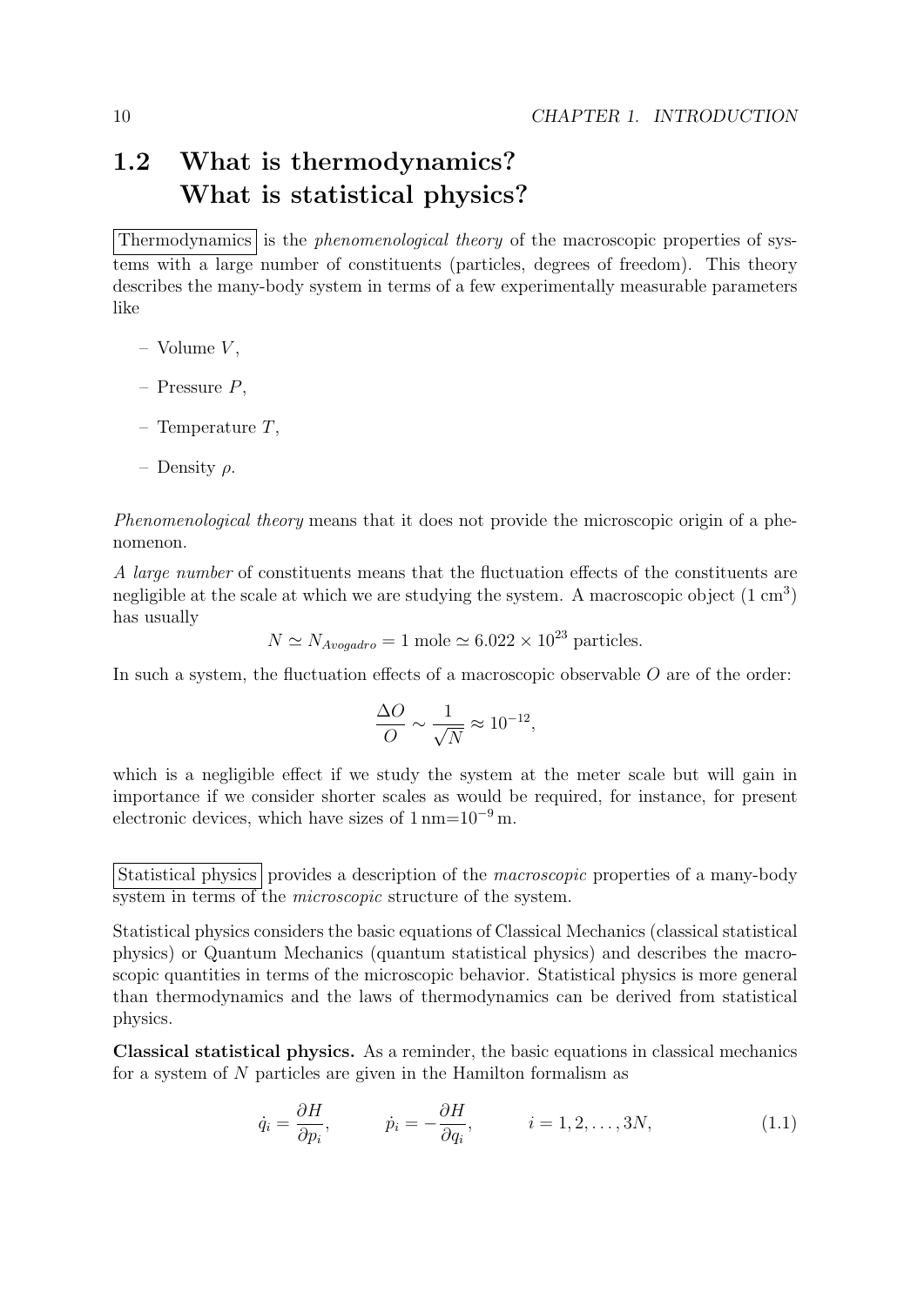## 1.2 What is thermodynamics? What is statistical physics?

Thermodynamics is the *phenomenological theory* of the macroscopic properties of systems with a large number of constituents (particles, degrees of freedom). This theory describes the many-body system in terms of a few experimentally measurable parameters like

- Volume $V$,
- Pressure $P$,
- Temperature $T$,
- Density $\rho$.

*Phenomenological theory* means that it does not provide the microscopic origin of a phenomenon.

*A large number* of constituents means that the fluctuation effects of the constituents are negligible at the scale at which we are studying the system. A macroscopic object (1 $\text{cm}^3$) has usually

$$N \simeq N_{Avogadro} = 1 \text{ mole} \simeq 6.022 \times 10^{23} \text{ particles.}$$

In such a system, the fluctuation effects of a macroscopic observable $O$ are of the order:

$$\frac{\Delta O}{O} \sim \frac{1}{\sqrt{N}} \approx 10^{-12},$$

which is a negligible effect if we study the system at the meter scale but will gain in importance if we consider shorter scales as would be required, for instance, for present electronic devices, which have sizes of $1\,\text{nm}{=}10^{-9}\,\text{m}$.

Statistical physics provides a description of the *macroscopic* properties of a many-body system in terms of the *microscopic* structure of the system.

Statistical physics considers the basic equations of Classical Mechanics (classical statistical physics) or Quantum Mechanics (quantum statistical physics) and describes the macroscopic quantities in terms of the microscopic behavior. Statistical physics is more general than thermodynamics and the laws of thermodynamics can be derived from statistical physics.

**Classical statistical physics.** As a reminder, the basic equations in classical mechanics for a system of $N$ particles are given in the Hamilton formalism as

$$\dot{q}_i = \frac{\partial H}{\partial p_i}, \qquad \dot{p}_i = -\frac{\partial H}{\partial q_i}, \qquad i = 1, 2, \ldots, 3N, \tag{1.1}$$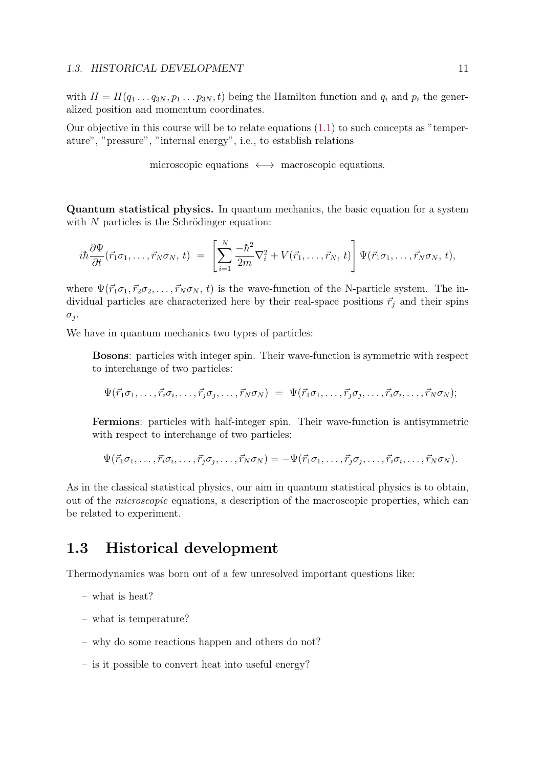with $H = H(q_1 \dots q_{3N}, p_1 \dots p_{3N}, t)$ being the Hamilton function and $q_i$ and $p_i$ the generalized position and momentum coordinates.

Our objective in this course will be to relate equations (1.1) to such concepts as "temperature", "pressure", "internal energy", i.e., to establish relations

$$\text{microscopic equations} \;\longleftrightarrow\; \text{macroscopic equations.}$$

**Quantum statistical physics.** In quantum mechanics, the basic equation for a system with $N$ particles is the Schrödinger equation:

$$i\hbar \frac{\partial \Psi}{\partial t}(\vec{r}_1\sigma_1, \dots, \vec{r}_N\sigma_N,\, t) \;=\; \left[ \sum_{i=1}^{N} \frac{-\hbar^2}{2m}\nabla_i^2 + V(\vec{r}_1, \dots, \vec{r}_N,\, t) \right] \Psi(\vec{r}_1\sigma_1, \dots, \vec{r}_N\sigma_N,\, t),$$

where $\Psi(\vec{r}_1\sigma_1, \vec{r}_2\sigma_2, \dots, \vec{r}_N\sigma_N,\, t)$ is the wave-function of the N-particle system. The individual particles are characterized here by their real-space positions $\vec{r}_j$ and their spins $\sigma_j$.

We have in quantum mechanics two types of particles:

> **Bosons**: particles with integer spin. Their wave-function is symmetric with respect to interchange of two particles:
>
> $$\Psi(\vec{r}_1\sigma_1, \dots, \vec{r}_i\sigma_i, \dots, \vec{r}_j\sigma_j, \dots, \vec{r}_N\sigma_N) \;=\; \Psi(\vec{r}_1\sigma_1, \dots, \vec{r}_j\sigma_j, \dots, \vec{r}_i\sigma_i, \dots, \vec{r}_N\sigma_N);$$
>
> **Fermions**: particles with half-integer spin. Their wave-function is antisymmetric with respect to interchange of two particles:
>
> $$\Psi(\vec{r}_1\sigma_1, \dots, \vec{r}_i\sigma_i, \dots, \vec{r}_j\sigma_j, \dots, \vec{r}_N\sigma_N) = -\Psi(\vec{r}_1\sigma_1, \dots, \vec{r}_j\sigma_j, \dots, \vec{r}_i\sigma_i, \dots, \vec{r}_N\sigma_N).$$

As in the classical statistical physics, our aim in quantum statistical physics is to obtain, out of the *microscopic* equations, a description of the macroscopic properties, which can be related to experiment.

## 1.3 Historical development

Thermodynamics was born out of a few unresolved important questions like:

- what is heat?
- what is temperature?
- why do some reactions happen and others do not?
- is it possible to convert heat into useful energy?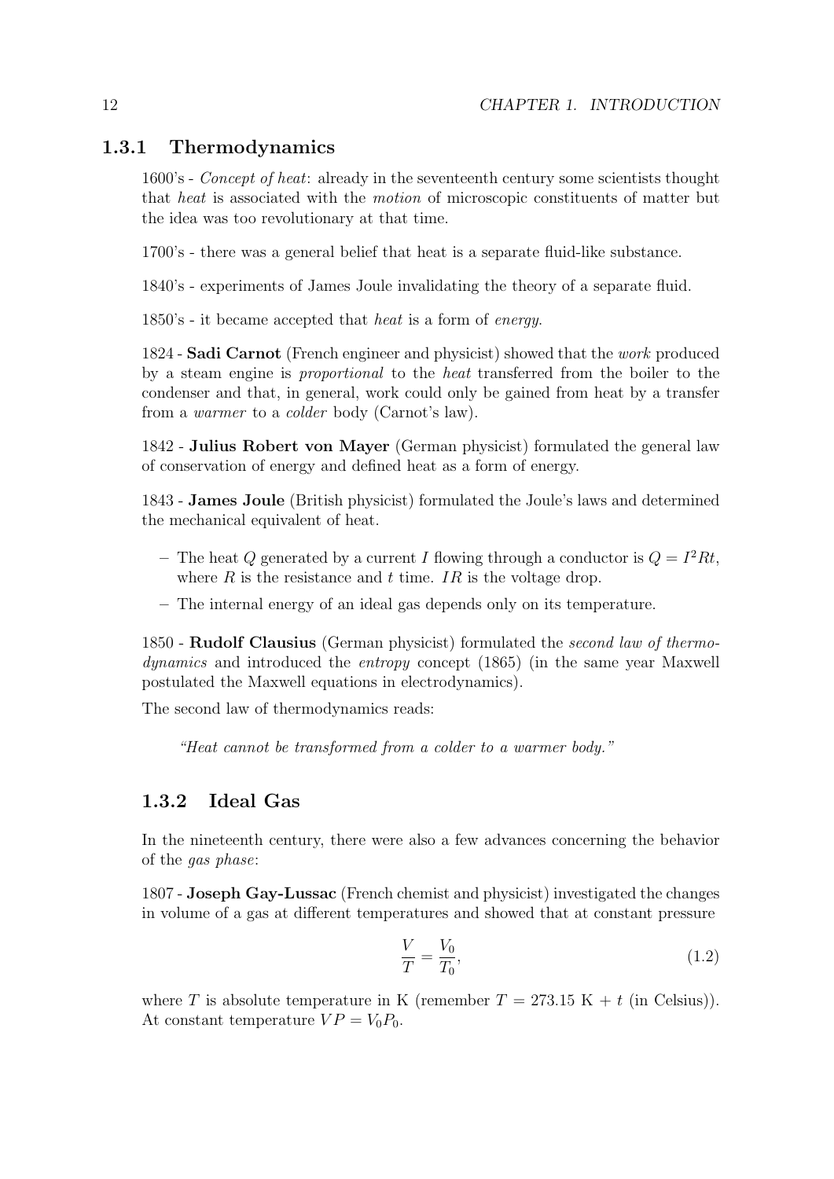### 1.3.1 Thermodynamics

1600's - *Concept of heat*: already in the seventeenth century some scientists thought that *heat* is associated with the *motion* of microscopic constituents of matter but the idea was too revolutionary at that time.

1700's - there was a general belief that heat is a separate fluid-like substance.

1840's - experiments of James Joule invalidating the theory of a separate fluid.

1850's - it became accepted that *heat* is a form of *energy*.

1824 - **Sadi Carnot** (French engineer and physicist) showed that the *work* produced by a steam engine is *proportional* to the *heat* transferred from the boiler to the condenser and that, in general, work could only be gained from heat by a transfer from a *warmer* to a *colder* body (Carnot's law).

1842 - **Julius Robert von Mayer** (German physicist) formulated the general law of conservation of energy and defined heat as a form of energy.

1843 - **James Joule** (British physicist) formulated the Joule's laws and determined the mechanical equivalent of heat.

- The heat $Q$ generated by a current $I$ flowing through a conductor is $Q = I^2Rt$, where $R$ is the resistance and $t$ time. $IR$ is the voltage drop.
- The internal energy of an ideal gas depends only on its temperature.

1850 - **Rudolf Clausius** (German physicist) formulated the *second law of thermodynamics* and introduced the *entropy* concept (1865) (in the same year Maxwell postulated the Maxwell equations in electrodynamics).

The second law of thermodynamics reads:

> *"Heat cannot be transformed from a colder to a warmer body."*

### 1.3.2 Ideal Gas

In the nineteenth century, there were also a few advances concerning the behavior of the *gas phase*:

1807 - **Joseph Gay-Lussac** (French chemist and physicist) investigated the changes in volume of a gas at different temperatures and showed that at constant pressure

$$\frac{V}{T} = \frac{V_0}{T_0}, \tag{1.2}$$

where $T$ is absolute temperature in K (remember $T = 273.15$ K + $t$ (in Celsius)). At constant temperature $VP = V_0P_0$.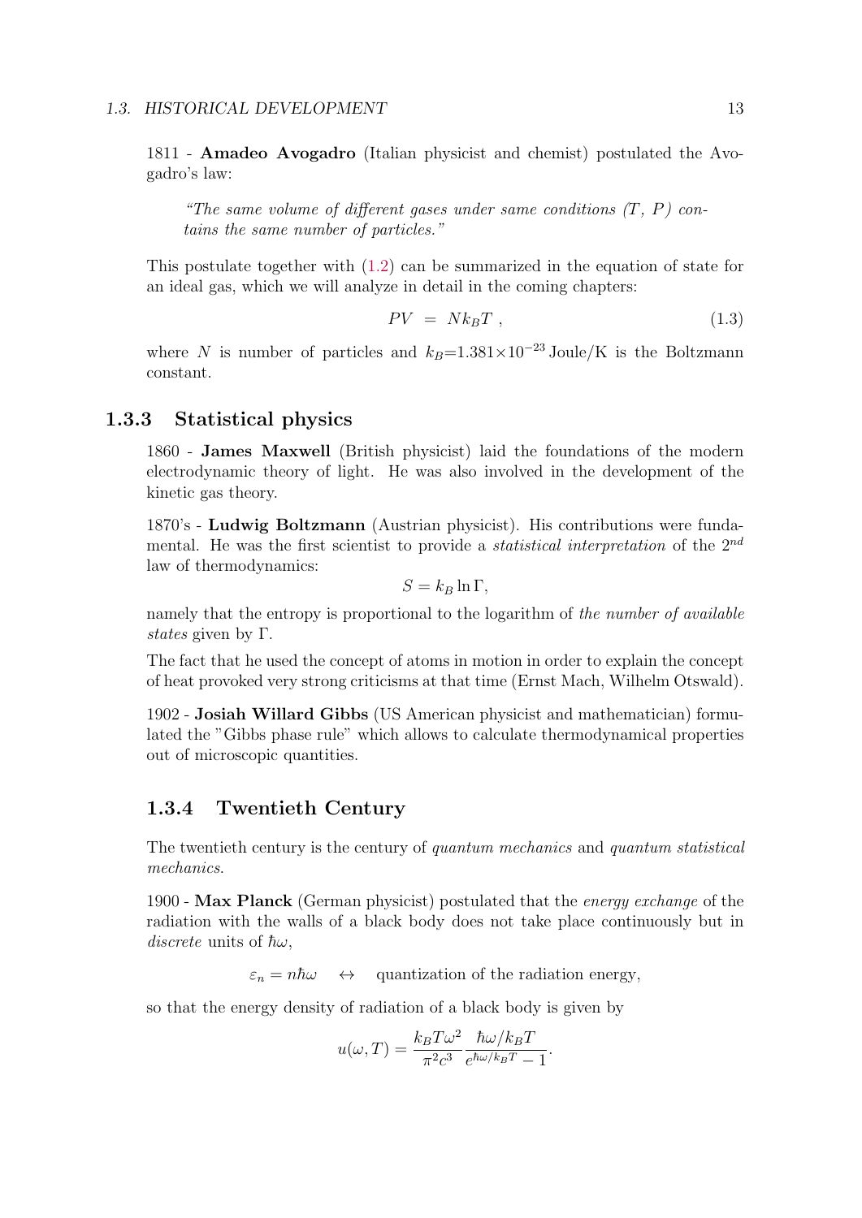1811 - **Amadeo Avogadro** (Italian physicist and chemist) postulated the Avogadro's law:

> *"The same volume of different gases under same conditions ($T$, $P$) contains the same number of particles."*

This postulate together with (1.2) can be summarized in the equation of state for an ideal gas, which we will analyze in detail in the coming chapters:

$$PV = Nk_BT \ , \tag{1.3}$$

where $N$ is number of particles and $k_B$=1.381×$10^{-23}$ Joule/K is the Boltzmann constant.

### 1.3.3 Statistical physics

1860 - **James Maxwell** (British physicist) laid the foundations of the modern electrodynamic theory of light. He was also involved in the development of the kinetic gas theory.

1870's - **Ludwig Boltzmann** (Austrian physicist). His contributions were fundamental. He was the first scientist to provide a *statistical interpretation* of the $2^{nd}$ law of thermodynamics:

$$S = k_B \ln \Gamma,$$

namely that the entropy is proportional to the logarithm of *the number of available states* given by $\Gamma$.

The fact that he used the concept of atoms in motion in order to explain the concept of heat provoked very strong criticisms at that time (Ernst Mach, Wilhelm Otswald).

1902 - **Josiah Willard Gibbs** (US American physicist and mathematician) formulated the "Gibbs phase rule" which allows to calculate thermodynamical properties out of microscopic quantities.

### 1.3.4 Twentieth Century

The twentieth century is the century of *quantum mechanics* and *quantum statistical mechanics*.

1900 - **Max Planck** (German physicist) postulated that the *energy exchange* of the radiation with the walls of a black body does not take place continuously but in *discrete* units of $\hbar\omega$,

$$\varepsilon_n = n\hbar\omega \quad \leftrightarrow \quad \text{quantization of the radiation energy},$$

so that the energy density of radiation of a black body is given by

$$u(\omega, T) = \frac{k_BT\omega^2}{\pi^2c^3}\frac{\hbar\omega/k_BT}{e^{\hbar\omega/k_BT} - 1}.$$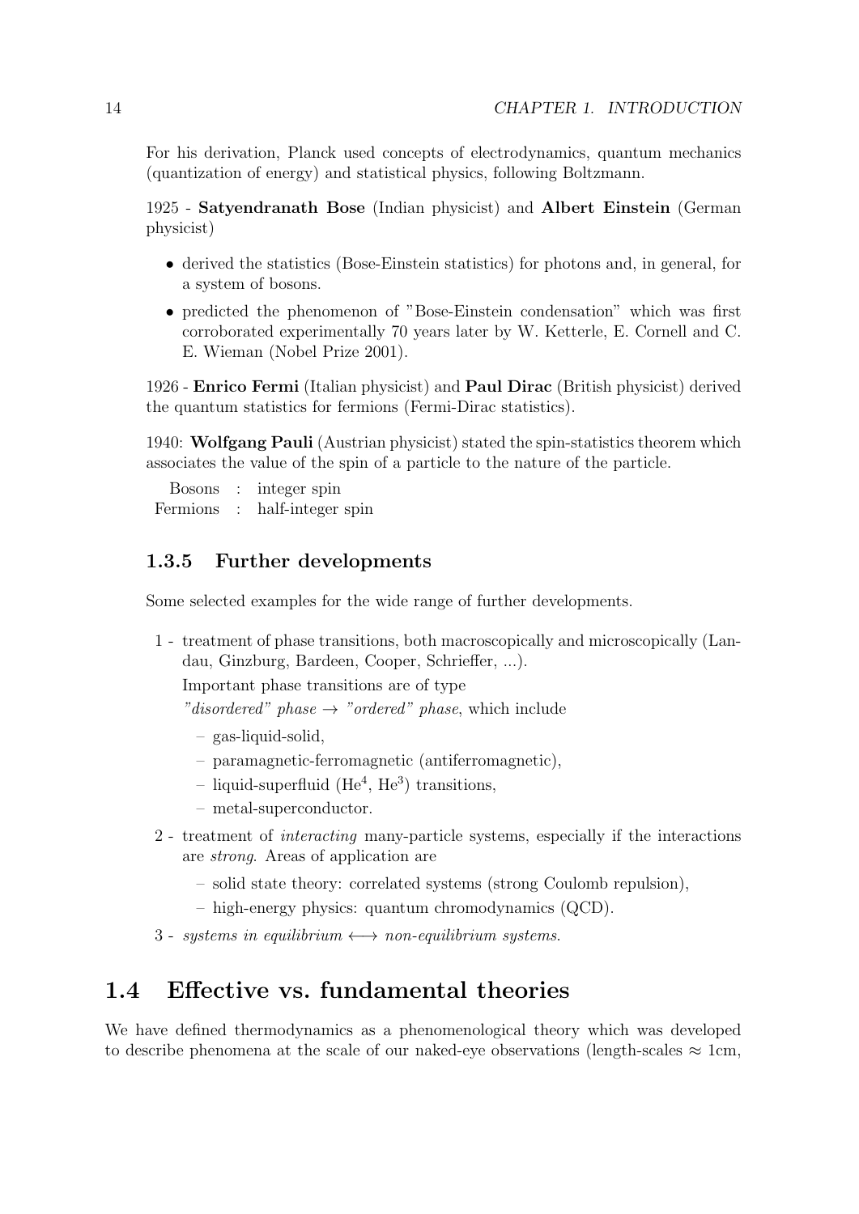For his derivation, Planck used concepts of electrodynamics, quantum mechanics (quantization of energy) and statistical physics, following Boltzmann.

1925 - **Satyendranath Bose** (Indian physicist) and **Albert Einstein** (German physicist)

- derived the statistics (Bose-Einstein statistics) for photons and, in general, for a system of bosons.
- predicted the phenomenon of "Bose-Einstein condensation" which was first corroborated experimentally 70 years later by W. Ketterle, E. Cornell and C. E. Wieman (Nobel Prize 2001).

1926 - **Enrico Fermi** (Italian physicist) and **Paul Dirac** (British physicist) derived the quantum statistics for fermions (Fermi-Dirac statistics).

1940: **Wolfgang Pauli** (Austrian physicist) stated the spin-statistics theorem which associates the value of the spin of a particle to the nature of the particle.

| | | |
|---|---|---|
| Bosons | : | integer spin |
| Fermions | : | half-integer spin |

### 1.3.5 Further developments

Some selected examples for the wide range of further developments.

1 - treatment of phase transitions, both macroscopically and microscopically (Landau, Ginzburg, Bardeen, Cooper, Schrieffer, ...).

Important phase transitions are of type

*"disordered" phase* $\rightarrow$ *"ordered" phase*, which include

- gas-liquid-solid,
- paramagnetic-ferromagnetic (antiferromagnetic),
- liquid-superfluid ($He^4$, $He^3$) transitions,
- metal-superconductor.

2 - treatment of *interacting* many-particle systems, especially if the interactions are *strong*. Areas of application are

- solid state theory: correlated systems (strong Coulomb repulsion),
- high-energy physics: quantum chromodynamics (QCD).

3 - *systems in equilibrium* $\longleftrightarrow$ *non-equilibrium systems*.

## 1.4 Effective vs. fundamental theories

We have defined thermodynamics as a phenomenological theory which was developed to describe phenomena at the scale of our naked-eye observations (length-scales $\approx$ 1cm,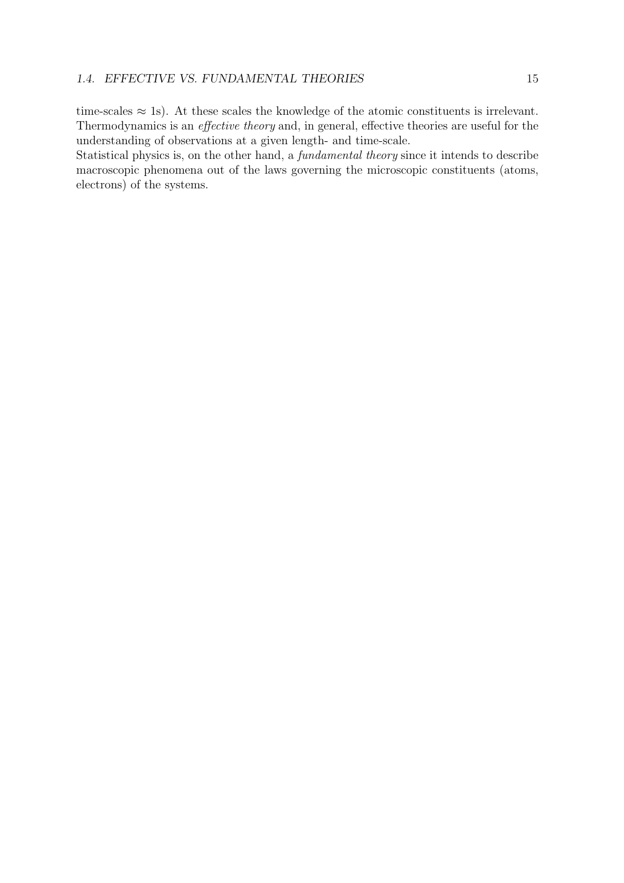time-scales $\approx$ 1s). At these scales the knowledge of the atomic constituents is irrelevant. Thermodynamics is an *effective theory* and, in general, effective theories are useful for the understanding of observations at a given length- and time-scale.

Statistical physics is, on the other hand, a *fundamental theory* since it intends to describe macroscopic phenomena out of the laws governing the microscopic constituents (atoms, electrons) of the systems.